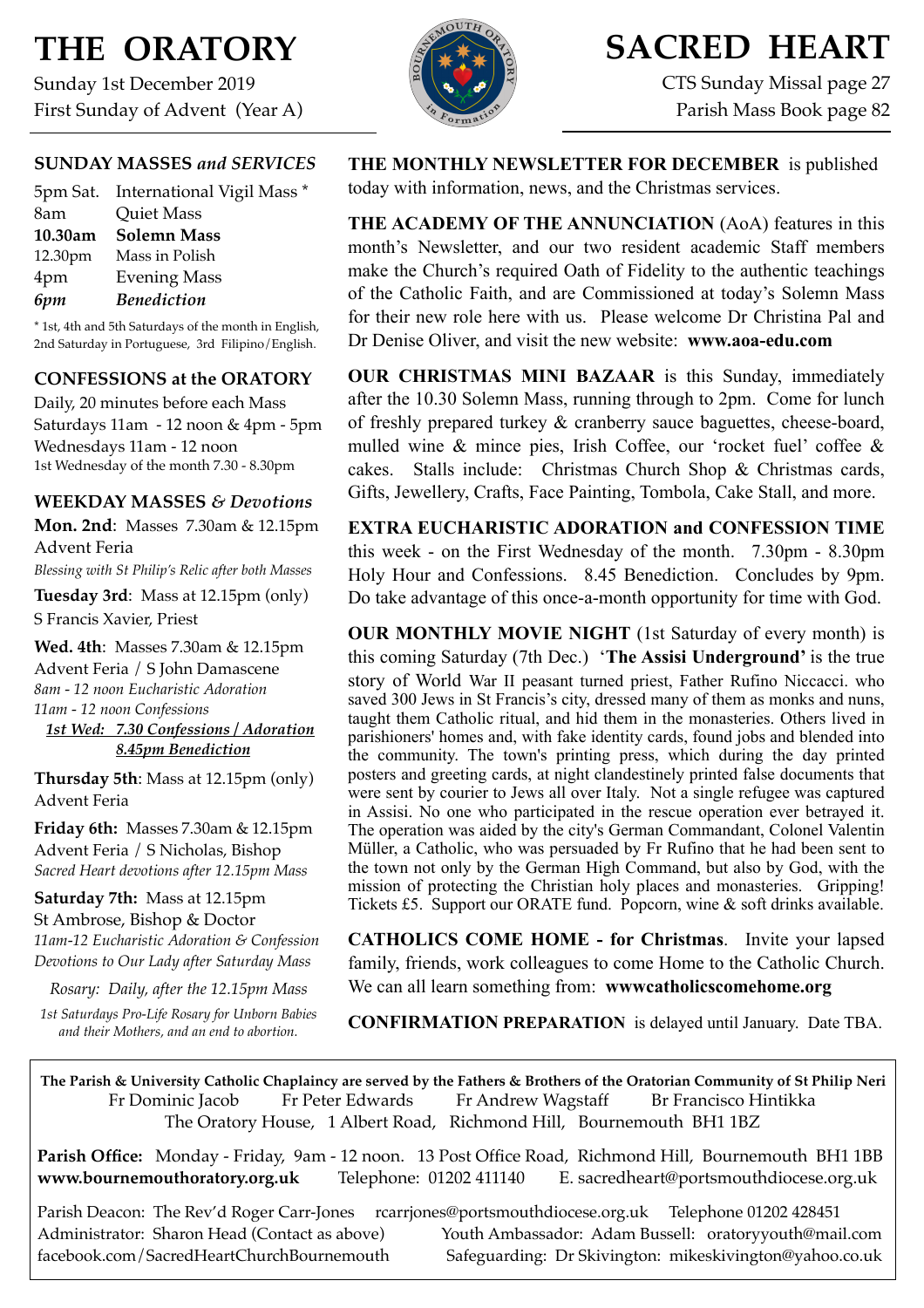# THE ORATORY

Sunday 1st December 2019
First Sunday of Advent (Year A)

# SACRED HEART

CTS Sunday Missal page 27
Parish Mass Book page 82

## SUNDAY MASSES *and SERVICES*

| | |
|---|---|
| 5pm Sat. | International Vigil Mass * |
| 8am | Quiet Mass |
| **10.30am** | **Solemn Mass** |
| 12.30pm | Mass in Polish |
| 4pm | Evening Mass |
| *6pm* | ***Benediction*** |

\* 1st, 4th and 5th Saturdays of the month in English, 2nd Saturday in Portuguese, 3rd Filipino/English.

## CONFESSIONS at the ORATORY

Daily, 20 minutes before each Mass
Saturdays 11am - 12 noon & 4pm - 5pm
Wednesdays 11am - 12 noon
1st Wednesday of the month 7.30 - 8.30pm

## WEEKDAY MASSES *& Devotions*

**Mon. 2nd**: Masses 7.30am & 12.15pm
Advent Feria
*Blessing with St Philip's Relic after both Masses*

**Tuesday 3rd**: Mass at 12.15pm (only)
S Francis Xavier, Priest

**Wed. 4th**: Masses 7.30am & 12.15pm
Advent Feria / S John Damascene
*8am - 12 noon Eucharistic Adoration*
*11am - 12 noon Confessions*
*1st Wed: 7.30 Confessions / Adoration*
*8.45pm Benediction*

**Thursday 5th**: Mass at 12.15pm (only)
Advent Feria

**Friday 6th:** Masses 7.30am & 12.15pm
Advent Feria / S Nicholas, Bishop
*Sacred Heart devotions after 12.15pm Mass*

**Saturday 7th:** Mass at 12.15pm
St Ambrose, Bishop & Doctor
*11am-12 Eucharistic Adoration & Confession*
*Devotions to Our Lady after Saturday Mass*

*Rosary: Daily, after the 12.15pm Mass*

*1st Saturdays Pro-Life Rosary for Unborn Babies and their Mothers, and an end to abortion.*

**THE MONTHLY NEWSLETTER FOR DECEMBER** is published today with information, news, and the Christmas services.

**THE ACADEMY OF THE ANNUNCIATION** (AoA) features in this month's Newsletter, and our two resident academic Staff members make the Church's required Oath of Fidelity to the authentic teachings of the Catholic Faith, and are Commissioned at today's Solemn Mass for their new role here with us. Please welcome Dr Christina Pal and Dr Denise Oliver, and visit the new website: **www.aoa-edu.com**

**OUR CHRISTMAS MINI BAZAAR** is this Sunday, immediately after the 10.30 Solemn Mass, running through to 2pm. Come for lunch of freshly prepared turkey & cranberry sauce baguettes, cheese-board, mulled wine & mince pies, Irish Coffee, our 'rocket fuel' coffee & cakes. Stalls include: Christmas Church Shop & Christmas cards, Gifts, Jewellery, Crafts, Face Painting, Tombola, Cake Stall, and more.

**EXTRA EUCHARISTIC ADORATION and CONFESSION TIME** this week - on the First Wednesday of the month. 7.30pm - 8.30pm Holy Hour and Confessions. 8.45 Benediction. Concludes by 9pm. Do take advantage of this once-a-month opportunity for time with God.

**OUR MONTHLY MOVIE NIGHT** (1st Saturday of every month) is this coming Saturday (7th Dec.) '**The Assisi Underground'** is the true story of World War II peasant turned priest, Father Rufino Niccacci. who saved 300 Jews in St Francis's city, dressed many of them as monks and nuns, taught them Catholic ritual, and hid them in the monasteries. Others lived in parishioners' homes and, with fake identity cards, found jobs and blended into the community. The town's printing press, which during the day printed posters and greeting cards, at night clandestinely printed false documents that were sent by courier to Jews all over Italy. Not a single refugee was captured in Assisi. No one who participated in the rescue operation ever betrayed it. The operation was aided by the city's German Commandant, Colonel Valentin Müller, a Catholic, who was persuaded by Fr Rufino that he had been sent to the town not only by the German High Command, but also by God, with the mission of protecting the Christian holy places and monasteries. Gripping! Tickets £5. Support our ORATE fund. Popcorn, wine & soft drinks available.

**CATHOLICS COME HOME - for Christmas**. Invite your lapsed family, friends, work colleagues to come Home to the Catholic Church. We can all learn something from: **wwwcatholicscomehome.org**

**CONFIRMATION PREPARATION** is delayed until January. Date TBA.

**The Parish & University Catholic Chaplaincy are served by the Fathers & Brothers of the Oratorian Community of St Philip Neri**
Fr Dominic Jacob   Fr Peter Edwards   Fr Andrew Wagstaff   Br Francisco Hintikka
The Oratory House, 1 Albert Road, Richmond Hill, Bournemouth BH1 1BZ

**Parish Office:** Monday - Friday, 9am - 12 noon. 13 Post Office Road, Richmond Hill, Bournemouth BH1 1BB
**www.bournemouthoratory.org.uk**   Telephone: 01202 411140   E. sacredheart@portsmouthdiocese.org.uk

Parish Deacon: The Rev'd Roger Carr-Jones   rcarrjones@portsmouthdiocese.org.uk   Telephone 01202 428451
Administrator: Sharon Head (Contact as above)   Youth Ambassador: Adam Bussell: oratoryyouth@mail.com
facebook.com/SacredHeartChurchBournemouth   Safeguarding: Dr Skivington: mikeskivington@yahoo.co.uk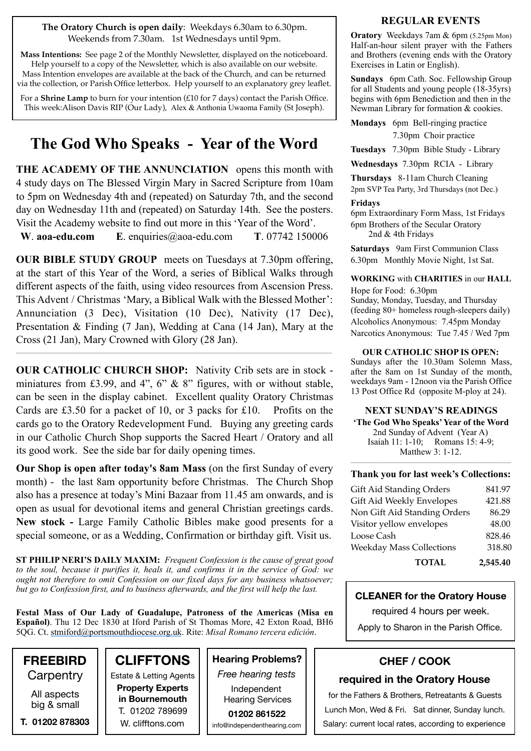**The Oratory Church is open daily**: Weekdays 6.30am to 6.30pm. Weekends from 7.30am. 1st Wednesdays until 9pm.

**Mass Intentions:** See page 2 of the Monthly Newsletter, displayed on the noticeboard. Help yourself to a copy of the Newsletter, which is also available on our website. Mass Intention envelopes are available at the back of the Church, and can be returned via the collection, or Parish Office letterbox. Help yourself to an explanatory grey leaflet.

For a **Shrine Lamp** to burn for your intention (£10 for 7 days) contact the Parish Office. This week:Alison Davis RIP (Our Lady), Alex & Anthonia Uwaoma Family (St Joseph).

# The God Who Speaks - Year of the Word

**THE ACADEMY OF THE ANNUNCIATION** opens this month with 4 study days on The Blessed Virgin Mary in Sacred Scripture from 10am to 5pm on Wednesday 4th and (repeated) on Saturday 7th, and the second day on Wednesday 11th and (repeated) on Saturday 14th. See the posters. Visit the Academy website to find out more in this 'Year of the Word'.

**W**. **aoa-edu.com** **E**. enquiries@aoa-edu.com **T**. 07742 150006

**OUR BIBLE STUDY GROUP** meets on Tuesdays at 7.30pm offering, at the start of this Year of the Word, a series of Biblical Walks through different aspects of the faith, using video resources from Ascension Press. This Advent / Christmas 'Mary, a Biblical Walk with the Blessed Mother': Annunciation (3 Dec), Visitation (10 Dec), Nativity (17 Dec), Presentation & Finding (7 Jan), Wedding at Cana (14 Jan), Mary at the Cross (21 Jan), Mary Crowned with Glory (28 Jan).

---

**OUR CATHOLIC CHURCH SHOP:** Nativity Crib sets are in stock - miniatures from £3.99, and 4", 6" & 8" figures, with or without stable, can be seen in the display cabinet. Excellent quality Oratory Christmas Cards are £3.50 for a packet of 10, or 3 packs for £10. Profits on the cards go to the Oratory Redevelopment Fund. Buying any greeting cards in our Catholic Church Shop supports the Sacred Heart / Oratory and all its good work. See the side bar for daily opening times.

**Our Shop is open after today's 8am Mass** (on the first Sunday of every month) - the last 8am opportunity before Christmas. The Church Shop also has a presence at today's Mini Bazaar from 11.45 am onwards, and is open as usual for devotional items and general Christian greetings cards. **New stock -** Large Family Catholic Bibles make good presents for a special someone, or as a Wedding, Confirmation or birthday gift. Visit us.

**ST PHILIP NERI'S DAILY MAXIM:** *Frequent Confession is the cause of great good to the soul, because it purifies it, heals it, and confirms it in the service of God: we ought not therefore to omit Confession on our fixed days for any business whatsoever; but go to Confession first, and to business afterwards, and the first will help the last.*

**Festal Mass of Our Lady of Guadalupe, Patroness of the Americas (Misa en Español)**. Thu 12 Dec 1830 at Iford Parish of St Thomas More, 42 Exton Road, BH6 5QG. Ct. stmiford@portsmouthdiocese.org.uk. Rite: *Misal Romano tercera edición*.

## REGULAR EVENTS

**Oratory** Weekdays 7am & 6pm (5.25pm Mon) Half-an-hour silent prayer with the Fathers and Brothers (evening ends with the Oratory Exercises in Latin or English).

**Sundays** 6pm Cath. Soc. Fellowship Group for all Students and young people (18-35yrs) begins with 6pm Benediction and then in the Newman Library for formation & cookies.

**Mondays** 6pm Bell-ringing practice
7.30pm Choir practice

**Tuesdays** 7.30pm Bible Study - Library

**Wednesdays** 7.30pm RCIA - Library

**Thursdays** 8-11am Church Cleaning
2pm SVP Tea Party, 3rd Thursdays (not Dec.)

**Fridays**
6pm Extraordinary Form Mass, 1st Fridays
6pm Brothers of the Secular Oratory 2nd & 4th Fridays

**Saturdays** 9am First Communion Class
6.30pm Monthly Movie Night, 1st Sat.

**WORKING** with **CHARITIES** in our **HALL**

Hope for Food: 6.30pm
Sunday, Monday, Tuesday, and Thursday (feeding 80+ homeless rough-sleepers daily)
Alcoholics Anonymous: 7.45pm Monday
Narcotics Anonymous: Tue 7.45 / Wed 7pm

**OUR CATHOLIC SHOP IS OPEN:**
Sundays after the 10.30am Solemn Mass, after the 8am on 1st Sunday of the month, weekdays 9am - 12noon via the Parish Office 13 Post Office Rd (opposite M-ploy at 24).

**NEXT SUNDAY'S READINGS**
**'The God Who Speaks' Year of the Word**
2nd Sunday of Advent (Year A)
Isaiah 11: 1-10; Romans 15: 4-9; Matthew 3: 1-12.

**Thank you for last week's Collections:**

| | |
|---|---|
| Gift Aid Standing Orders | 841.97 |
| Gift Aid Weekly Envelopes | 421.88 |
| Non Gift Aid Standing Orders | 86.29 |
| Visitor yellow envelopes | 48.00 |
| Loose Cash | 828.46 |
| Weekday Mass Collections | 318.80 |
| **TOTAL** | **2,545.40** |

**CLEANER for the Oratory House**
required 4 hours per week.
Apply to Sharon in the Parish Office.

**FREEBIRD** Carpentry
All aspects big & small
**T. 01202 878303**

**CLIFFTONS**
Estate & Letting Agents
**Property Experts in Bournemouth**
T. 01202 789699
W. clifftons.com

**Hearing Problems?**
*Free hearing tests*
Independent Hearing Services
**01202 861522**
info@independenthearing.com

**CHEF / COOK**
**required in the Oratory House**
for the Fathers & Brothers, Retreatants & Guests
Lunch Mon, Wed & Fri. Sat dinner, Sunday lunch.
Salary: current local rates, according to experience